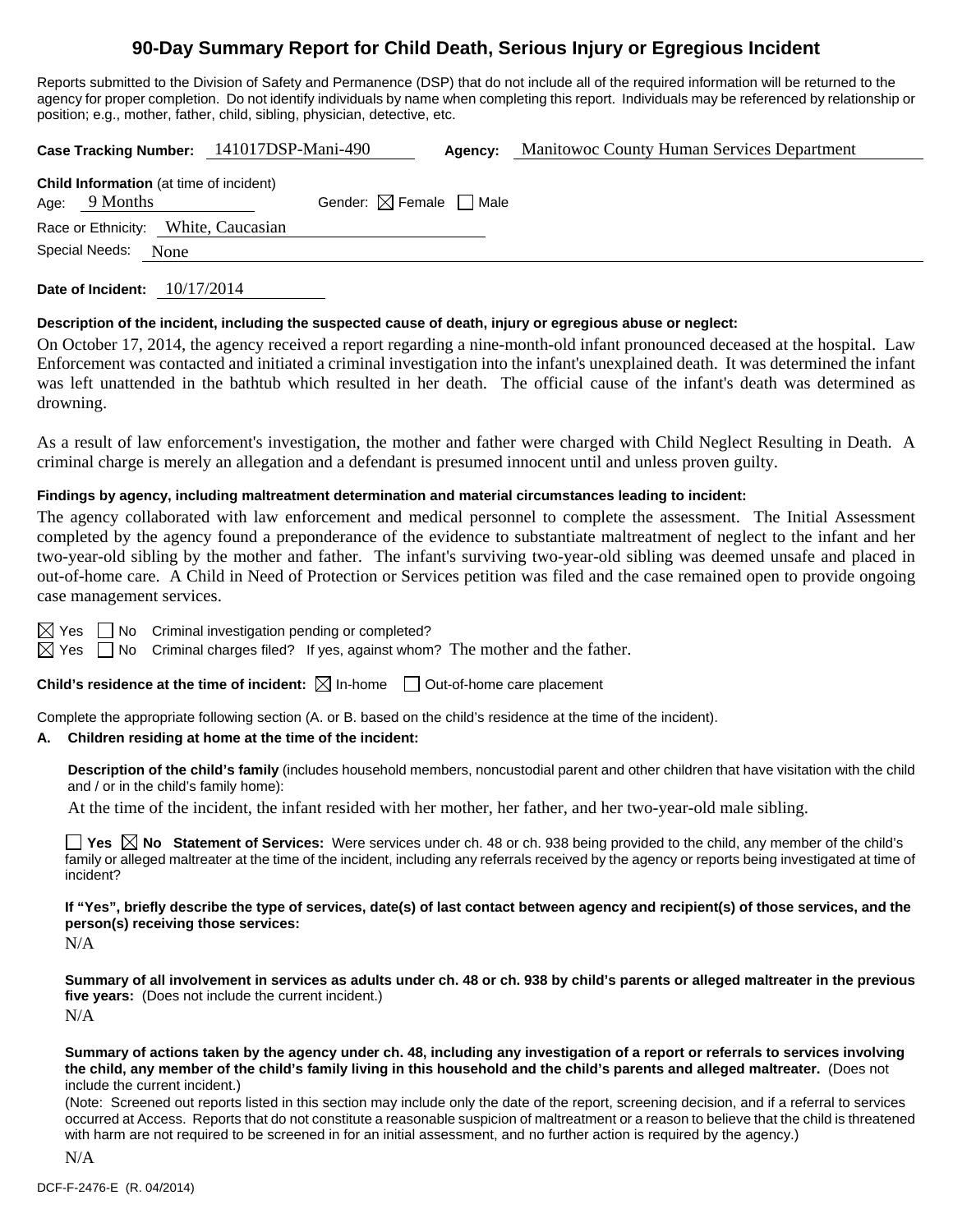# 90-Day Summary Report for Child Death, Serious Injury or Egregious Incident

Reports submitted to the Division of Safety and Permanence (DSP) that do not include all of the required information will be returned to the agency for proper completion. Do not identify individuals by name when completing this report. Individuals may be referenced by relationship or position; e.g., mother, father, child, sibling, physician, detective, etc.

**Case Tracking Number:** 141017DSP-Mani-490 **Agency:** Manitowoc County Human Services Department

**Child Information** (at time of incident)

Age: 9 Months Gender: ☒ Female ☐ Male

Race or Ethnicity: White, Caucasian

Special Needs: None

**Date of Incident:** 10/17/2014

**Description of the incident, including the suspected cause of death, injury or egregious abuse or neglect:**

On October 17, 2014, the agency received a report regarding a nine-month-old infant pronounced deceased at the hospital. Law Enforcement was contacted and initiated a criminal investigation into the infant's unexplained death. It was determined the infant was left unattended in the bathtub which resulted in her death. The official cause of the infant's death was determined as drowning.

As a result of law enforcement's investigation, the mother and father were charged with Child Neglect Resulting in Death. A criminal charge is merely an allegation and a defendant is presumed innocent until and unless proven guilty.

**Findings by agency, including maltreatment determination and material circumstances leading to incident:**

The agency collaborated with law enforcement and medical personnel to complete the assessment. The Initial Assessment completed by the agency found a preponderance of the evidence to substantiate maltreatment of neglect to the infant and her two-year-old sibling by the mother and father. The infant's surviving two-year-old sibling was deemed unsafe and placed in out-of-home care. A Child in Need of Protection or Services petition was filed and the case remained open to provide ongoing case management services.

☒ Yes ☐ No Criminal investigation pending or completed?

☒ Yes ☐ No Criminal charges filed? If yes, against whom? The mother and the father.

**Child's residence at the time of incident:** ☒ In-home ☐ Out-of-home care placement

Complete the appropriate following section (A. or B. based on the child's residence at the time of the incident).

**A. Children residing at home at the time of the incident:**

**Description of the child's family** (includes household members, noncustodial parent and other children that have visitation with the child and / or in the child's family home):

At the time of the incident, the infant resided with her mother, her father, and her two-year-old male sibling.

☐ **Yes** ☒ **No** **Statement of Services:** Were services under ch. 48 or ch. 938 being provided to the child, any member of the child's family or alleged maltreater at the time of the incident, including any referrals received by the agency or reports being investigated at time of incident?

**If "Yes", briefly describe the type of services, date(s) of last contact between agency and recipient(s) of those services, and the person(s) receiving those services:**

N/A

**Summary of all involvement in services as adults under ch. 48 or ch. 938 by child's parents or alleged maltreater in the previous five years:** (Does not include the current incident.)

N/A

**Summary of actions taken by the agency under ch. 48, including any investigation of a report or referrals to services involving the child, any member of the child's family living in this household and the child's parents and alleged maltreater.** (Does not include the current incident.)

(Note: Screened out reports listed in this section may include only the date of the report, screening decision, and if a referral to services occurred at Access. Reports that do not constitute a reasonable suspicion of maltreatment or a reason to believe that the child is threatened with harm are not required to be screened in for an initial assessment, and no further action is required by the agency.)

N/A

DCF-F-2476-E (R. 04/2014)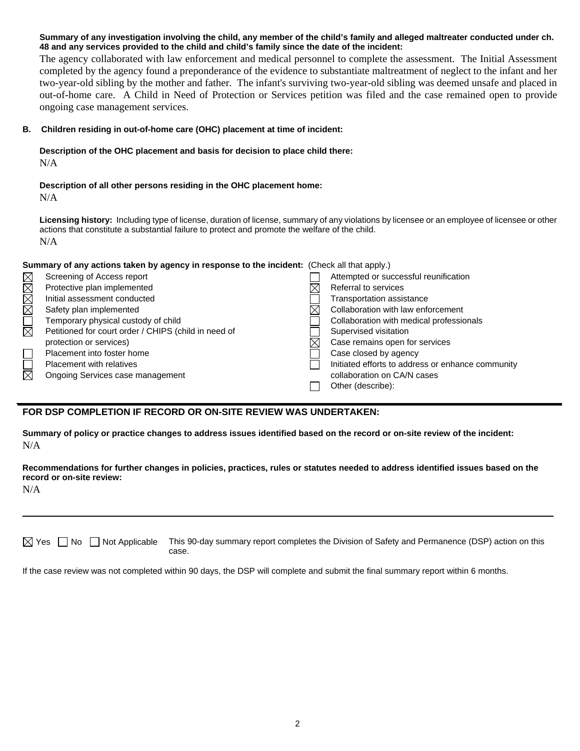**Summary of any investigation involving the child, any member of the child's family and alleged maltreater conducted under ch. 48 and any services provided to the child and child's family since the date of the incident:**

The agency collaborated with law enforcement and medical personnel to complete the assessment. The Initial Assessment completed by the agency found a preponderance of the evidence to substantiate maltreatment of neglect to the infant and her two-year-old sibling by the mother and father. The infant's surviving two-year-old sibling was deemed unsafe and placed in out-of-home care. A Child in Need of Protection or Services petition was filed and the case remained open to provide ongoing case management services.

**B. Children residing in out-of-home care (OHC) placement at time of incident:**

**Description of the OHC placement and basis for decision to place child there:**
N/A

**Description of all other persons residing in the OHC placement home:**
N/A

**Licensing history:** Including type of license, duration of license, summary of any violations by licensee or an employee of licensee or other actions that constitute a substantial failure to protect and promote the welfare of the child.
N/A

**Summary of any actions taken by agency in response to the incident:** (Check all that apply.)

- ☒ Screening of Access report
- ☒ Protective plan implemented
- ☒ Initial assessment conducted
- ☒ Safety plan implemented
- ☐ Temporary physical custody of child
- ☒ Petitioned for court order / CHIPS (child in need of protection or services)
- ☐ Placement into foster home
- ☐ Placement with relatives
- ☒ Ongoing Services case management
- ☐ Attempted or successful reunification
- ☒ Referral to services
- ☐ Transportation assistance
- ☒ Collaboration with law enforcement
- ☐ Collaboration with medical professionals
- ☐ Supervised visitation
- ☒ Case remains open for services
- ☐ Case closed by agency
- ☐ Initiated efforts to address or enhance community collaboration on CA/N cases
- ☐ Other (describe):

## FOR DSP COMPLETION IF RECORD OR ON-SITE REVIEW WAS UNDERTAKEN:

**Summary of policy or practice changes to address issues identified based on the record or on-site review of the incident:**
N/A

**Recommendations for further changes in policies, practices, rules or statutes needed to address identified issues based on the record or on-site review:**
N/A

---

☒ Yes ☐ No ☐ Not Applicable This 90-day summary report completes the Division of Safety and Permanence (DSP) action on this case.

If the case review was not completed within 90 days, the DSP will complete and submit the final summary report within 6 months.